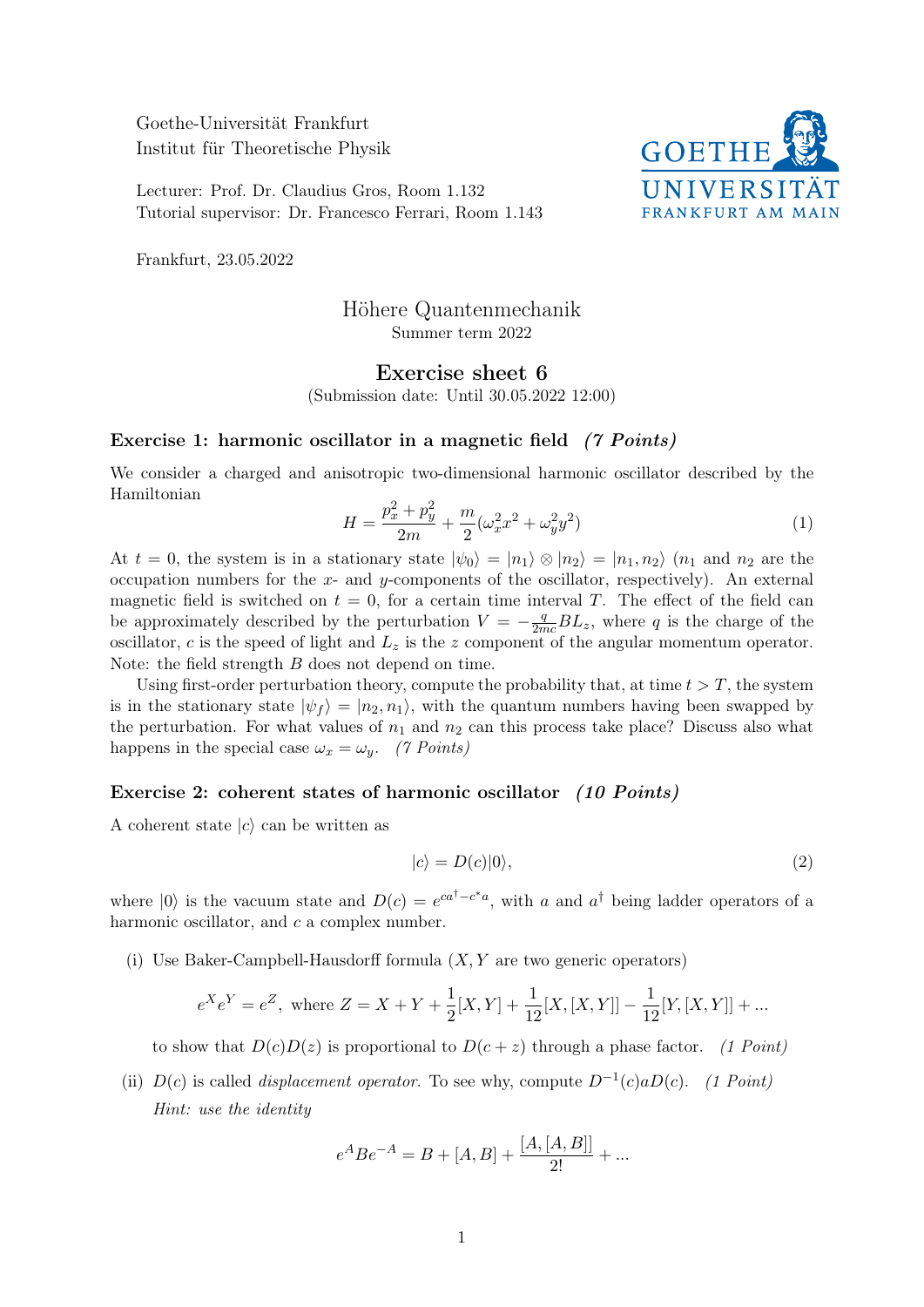Goethe-Universität Frankfurt
Institut für Theoretische Physik

Lecturer: Prof. Dr. Claudius Gros, Room 1.132
Tutorial supervisor: Dr. Francesco Ferrari, Room 1.143

Frankfurt, 23.05.2022

# Höhere Quantenmechanik

Summer term 2022

## Exercise sheet 6

(Submission date: Until 30.05.2022 12:00)

### Exercise 1: harmonic oscillator in a magnetic field *(7 Points)*

We consider a charged and anisotropic two-dimensional harmonic oscillator described by the Hamiltonian

$$H = \frac{p_x^2 + p_y^2}{2m} + \frac{m}{2}(\omega_x^2 x^2 + \omega_y^2 y^2) \tag{1}$$

At $t = 0$, the system is in a stationary state $|\psi_0\rangle = |n_1\rangle \otimes |n_2\rangle = |n_1, n_2\rangle$ ($n_1$ and $n_2$ are the occupation numbers for the $x$- and $y$-components of the oscillator, respectively). An external magnetic field is switched on $t = 0$, for a certain time interval $T$. The effect of the field can be approximately described by the perturbation $V = -\frac{q}{2mc} B L_z$, where $q$ is the charge of the oscillator, $c$ is the speed of light and $L_z$ is the $z$ component of the angular momentum operator. Note: the field strength $B$ does not depend on time.

Using first-order perturbation theory, compute the probability that, at time $t > T$, the system is in the stationary state $|\psi_f\rangle = |n_2, n_1\rangle$, with the quantum numbers having been swapped by the perturbation. For what values of $n_1$ and $n_2$ can this process take place? Discuss also what happens in the special case $\omega_x = \omega_y$. *(7 Points)*

### Exercise 2: coherent states of harmonic oscillator *(10 Points)*

A coherent state $|c\rangle$ can be written as

$$|c\rangle = D(c)|0\rangle, \tag{2}$$

where $|0\rangle$ is the vacuum state and $D(c) = e^{ca^\dagger - c^* a}$, with $a$ and $a^\dagger$ being ladder operators of a harmonic oscillator, and $c$ a complex number.

(i) Use Baker-Campbell-Hausdorff formula ($X, Y$ are two generic operators)

$$e^X e^Y = e^Z, \text{ where } Z = X + Y + \frac{1}{2}[X,Y] + \frac{1}{12}[X,[X,Y]] - \frac{1}{12}[Y,[X,Y]] + ...$$

to show that $D(c)D(z)$ is proportional to $D(c+z)$ through a phase factor. *(1 Point)*

(ii) $D(c)$ is called *displacement operator*. To see why, compute $D^{-1}(c)aD(c)$. *(1 Point)*

*Hint: use the identity*

$$e^A B e^{-A} = B + [A,B] + \frac{[A,[A,B]]}{2!} + ...$$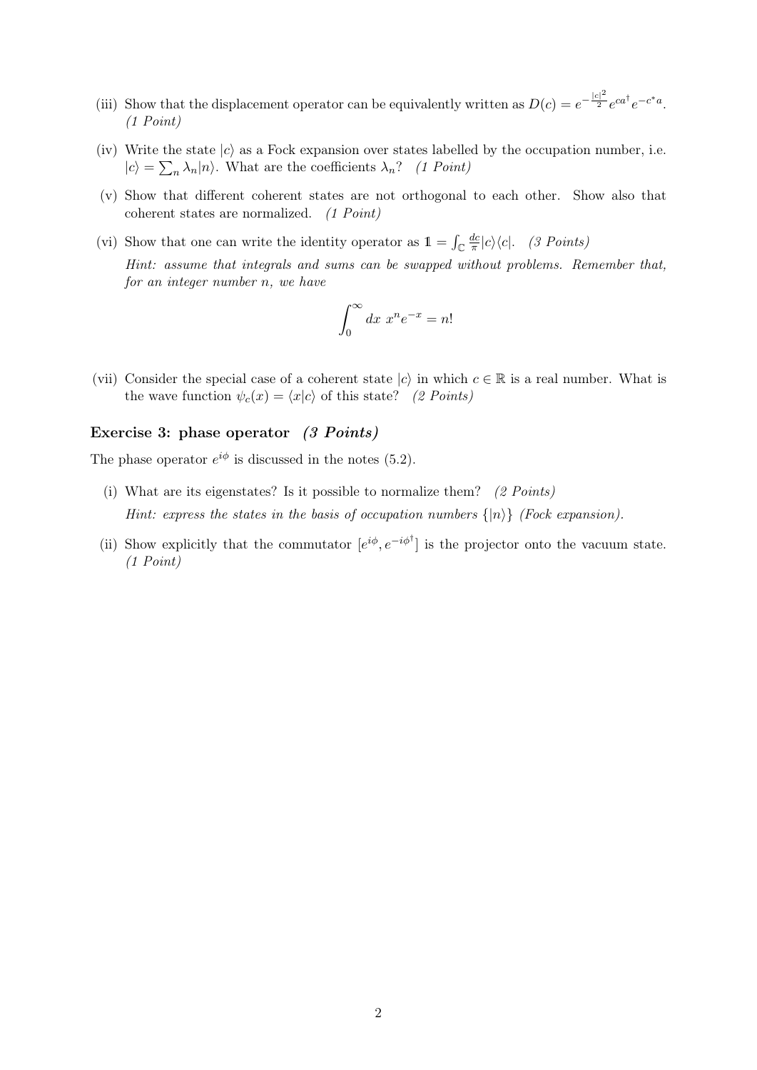(iii) Show that the displacement operator can be equivalently written as $D(c) = e^{-\frac{|c|^2}{2}} e^{ca^\dagger} e^{-c^* a}$. *(1 Point)*

(iv) Write the state $|c\rangle$ as a Fock expansion over states labelled by the occupation number, i.e. $|c\rangle = \sum_n \lambda_n |n\rangle$. What are the coefficients $\lambda_n$? *(1 Point)*

(v) Show that different coherent states are not orthogonal to each other. Show also that coherent states are normalized. *(1 Point)*

(vi) Show that one can write the identity operator as $\mathbb{1} = \int_{\mathbb{C}} \frac{dc}{\pi} |c\rangle\langle c|$. *(3 Points)*

*Hint: assume that integrals and sums can be swapped without problems. Remember that, for an integer number n, we have*

$$\int_0^\infty dx \; x^n e^{-x} = n!$$

(vii) Consider the special case of a coherent state $|c\rangle$ in which $c \in \mathbb{R}$ is a real number. What is the wave function $\psi_c(x) = \langle x|c\rangle$ of this state? *(2 Points)*

### Exercise 3: phase operator *(3 Points)*

The phase operator $e^{i\phi}$ is discussed in the notes (5.2).

(i) What are its eigenstates? Is it possible to normalize them? *(2 Points)*

*Hint: express the states in the basis of occupation numbers $\{|n\rangle\}$ (Fock expansion).*

(ii) Show explicitly that the commutator $[e^{i\phi}, e^{-i\phi^\dagger}]$ is the projector onto the vacuum state. *(1 Point)*